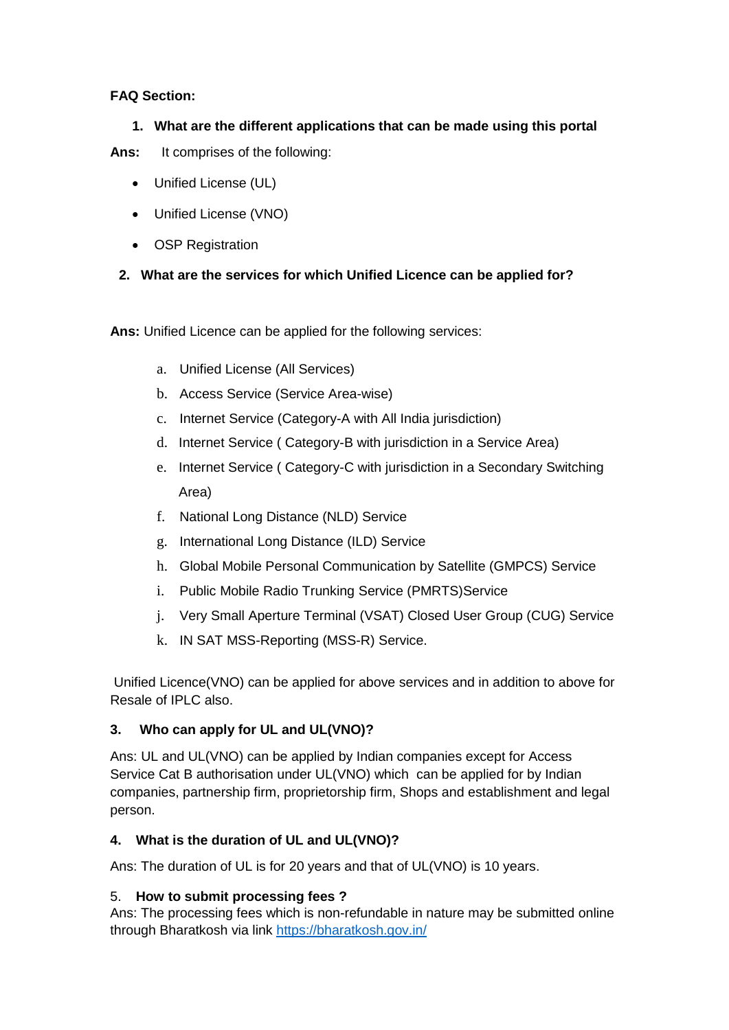**FAQ Section:**

1. **What are the different applications that can be made using this portal**

**Ans:** It comprises of the following:

- Unified License (UL)
- Unified License (VNO)
- OSP Registration

2. **What are the services for which Unified Licence can be applied for?**

**Ans:** Unified Licence can be applied for the following services:

a. Unified License (All Services)
b. Access Service (Service Area-wise)
c. Internet Service (Category-A with All India jurisdiction)
d. Internet Service ( Category-B with jurisdiction in a Service Area)
e. Internet Service ( Category-C with jurisdiction in a Secondary Switching Area)
f. National Long Distance (NLD) Service
g. International Long Distance (ILD) Service
h. Global Mobile Personal Communication by Satellite (GMPCS) Service
i. Public Mobile Radio Trunking Service (PMRTS)Service
j. Very Small Aperture Terminal (VSAT) Closed User Group (CUG) Service
k. IN SAT MSS-Reporting (MSS-R) Service.

Unified Licence(VNO) can be applied for above services and in addition to above for Resale of IPLC also.

3. **Who can apply for UL and UL(VNO)?**

Ans: UL and UL(VNO) can be applied by Indian companies except for Access Service Cat B authorisation under UL(VNO) which can be applied for by Indian companies, partnership firm, proprietorship firm, Shops and establishment and legal person.

4. **What is the duration of UL and UL(VNO)?**

Ans: The duration of UL is for 20 years and that of UL(VNO) is 10 years.

5. **How to submit processing fees ?**

Ans: The processing fees which is non-refundable in nature may be submitted online through Bharatkosh via link [https://bharatkosh.gov.in/](https://bharatkosh.gov.in/)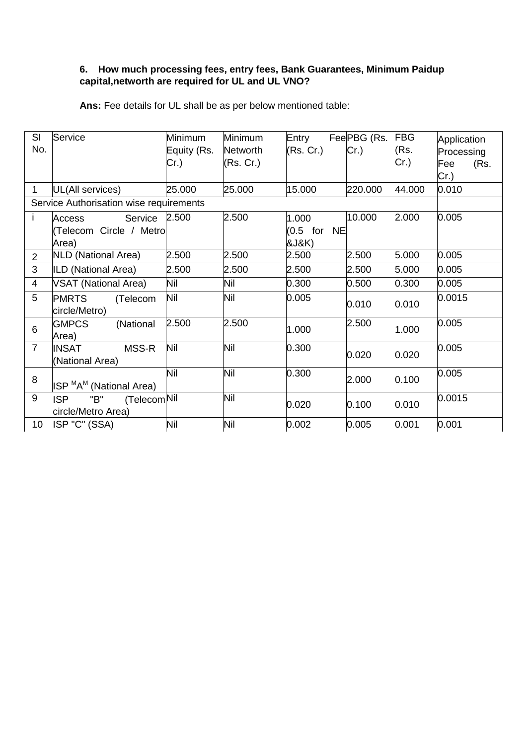**6. How much processing fees, entry fees, Bank Guarantees, Minimum Paidup capital,networth are required for UL and UL VNO?**

**Ans:** Fee details for UL shall be as per below mentioned table:

| Sl No. | Service | Minimum Equity (Rs. Cr.) | Minimum Networth (Rs. Cr.) | Entry Fee (Rs. Cr.) | PBG (Rs. Cr.) | FBG (Rs. Cr.) | Application Processing Fee (Rs. Cr.) |
|---|---|---|---|---|---|---|---|
| 1 | UL(All services) | 25.000 | 25.000 | 15.000 | 220.000 | 44.000 | 0.010 |
| Service Authorisation wise requirements | | | | | | | |
| i | Access Service (Telecom Circle / Metro Area) | 2.500 | 2.500 | 1.000 (0.5 for NE &J&K) | 10.000 | 2.000 | 0.005 |
| 2 | NLD (National Area) | 2.500 | 2.500 | 2.500 | 2.500 | 5.000 | 0.005 |
| 3 | ILD (National Area) | 2.500 | 2.500 | 2.500 | 2.500 | 5.000 | 0.005 |
| 4 | VSAT (National Area) | Nil | Nil | 0.300 | 0.500 | 0.300 | 0.005 |
| 5 | PMRTS (Telecom circle/Metro) | Nil | Nil | 0.005 | 0.010 | 0.010 | 0.0015 |
| 6 | GMPCS (National Area) | 2.500 | 2.500 | 1.000 | 2.500 | 1.000 | 0.005 |
| 7 | INSAT MSS-R (National Area) | Nil | Nil | 0.300 | 0.020 | 0.020 | 0.005 |
| 8 | ISP "A" (National Area) | Nil | Nil | 0.300 | 2.000 | 0.100 | 0.005 |
| 9 | ISP "B" (Telecom circle/Metro Area) | Nil | Nil | 0.020 | 0.100 | 0.010 | 0.0015 |
| 10 | ISP "C" (SSA) | Nil | Nil | 0.002 | 0.005 | 0.001 | 0.001 |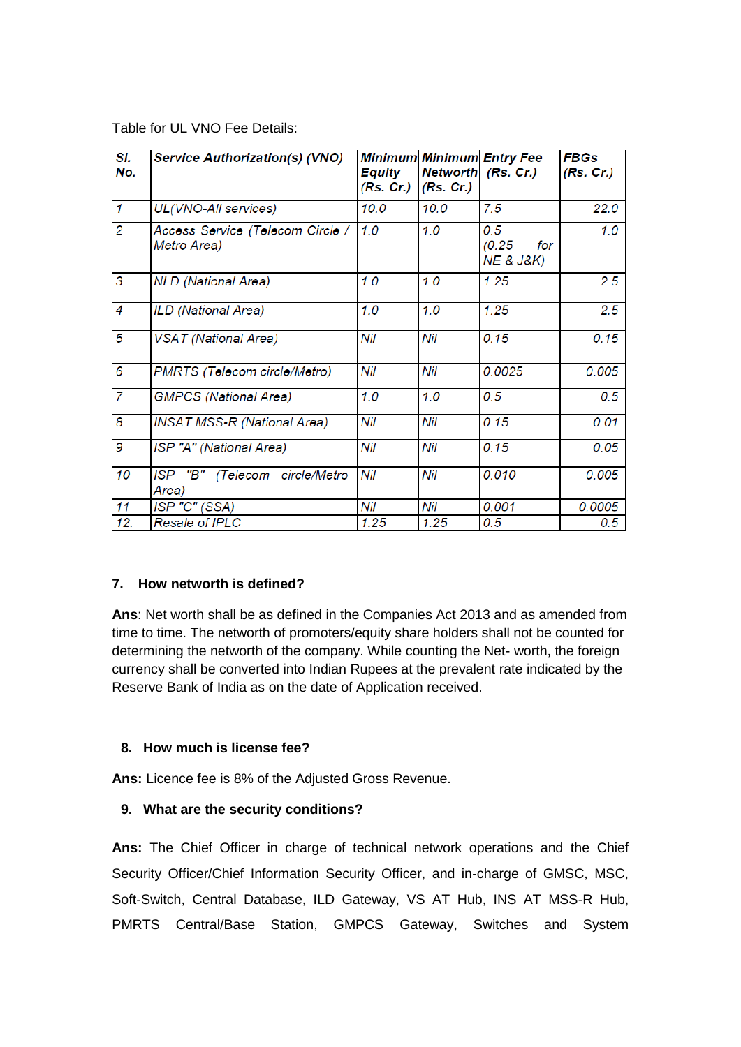Table for UL VNO Fee Details:

| Sl. No. | Service Authorization(s) (VNO) | Minimum Equity (Rs. Cr.) | Minimum Networth (Rs. Cr.) | Entry Fee (Rs. Cr.) | FBGs (Rs. Cr.) |
|---|---|---|---|---|---|
| 1 | UL(VNO-All services) | 10.0 | 10.0 | 7.5 | 22.0 |
| 2 | Access Service (Telecom Circle / Metro Area) | 1.0 | 1.0 | 0.5 (0.25 for NE & J&K) | 1.0 |
| 3 | NLD (National Area) | 1.0 | 1.0 | 1.25 | 2.5 |
| 4 | ILD (National Area) | 1.0 | 1.0 | 1.25 | 2.5 |
| 5 | VSAT (National Area) | Nil | Nil | 0.15 | 0.15 |
| 6 | PMRTS (Telecom circle/Metro) | Nil | Nil | 0.0025 | 0.005 |
| 7 | GMPCS (National Area) | 1.0 | 1.0 | 0.5 | 0.5 |
| 8 | INSAT MSS-R (National Area) | Nil | Nil | 0.15 | 0.01 |
| 9 | ISP "A" (National Area) | Nil | Nil | 0.15 | 0.05 |
| 10 | ISP "B" (Telecom circle/Metro Area) | Nil | Nil | 0.010 | 0.005 |
| 11 | ISP "C" (SSA) | Nil | Nil | 0.001 | 0.0005 |
| 12. | Resale of IPLC | 1.25 | 1.25 | 0.5 | 0.5 |

### 7. How networth is defined?

**Ans**: Net worth shall be as defined in the Companies Act 2013 and as amended from time to time. The networth of promoters/equity share holders shall not be counted for determining the networth of the company. While counting the Net- worth, the foreign currency shall be converted into Indian Rupees at the prevalent rate indicated by the Reserve Bank of India as on the date of Application received.

### 8. How much is license fee?

**Ans:** Licence fee is 8% of the Adjusted Gross Revenue.

### 9. What are the security conditions?

**Ans:** The Chief Officer in charge of technical network operations and the Chief Security Officer/Chief Information Security Officer, and in-charge of GMSC, MSC, Soft-Switch, Central Database, ILD Gateway, VS AT Hub, INS AT MSS-R Hub, PMRTS Central/Base Station, GMPCS Gateway, Switches and System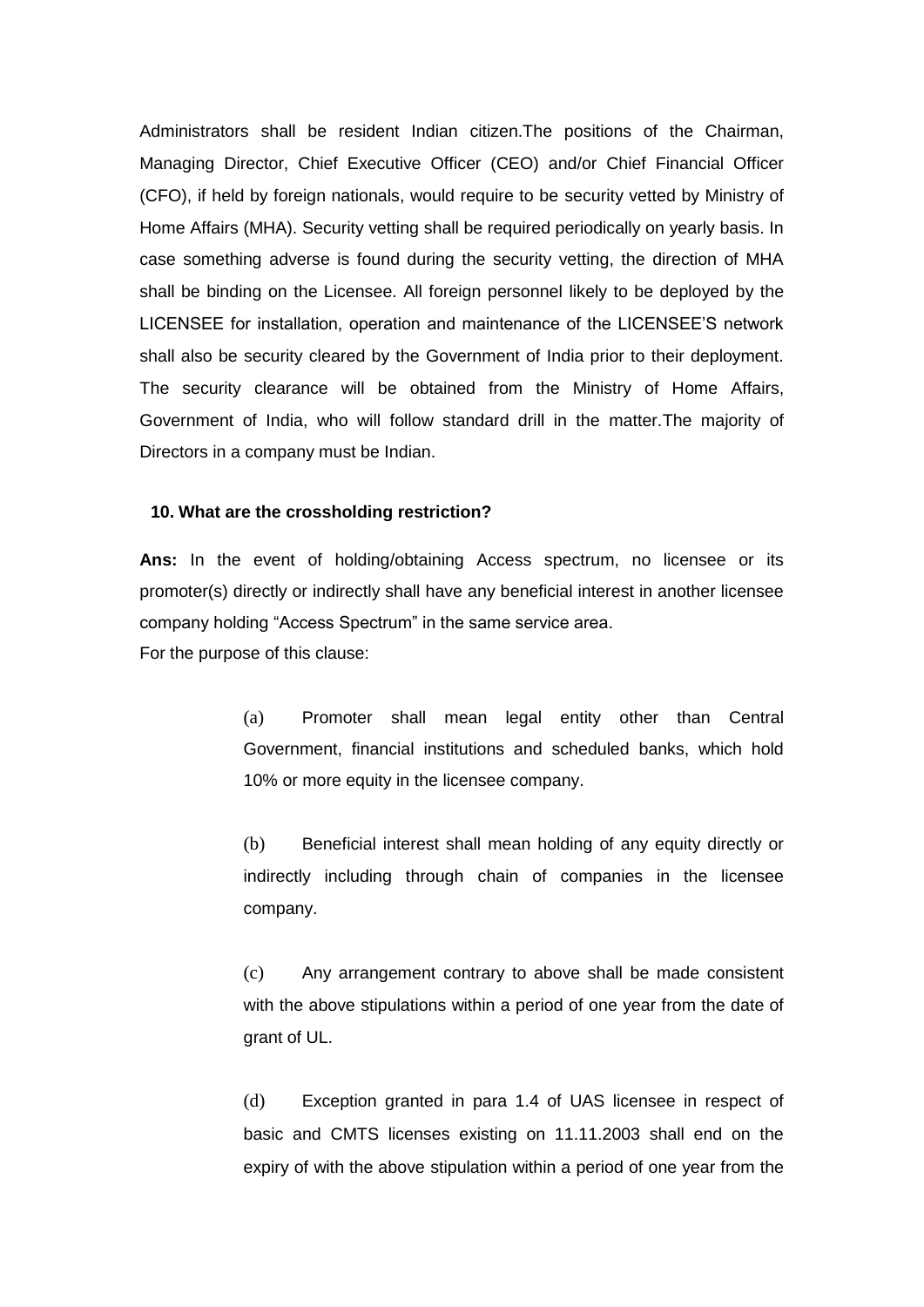Administrators shall be resident Indian citizen.The positions of the Chairman, Managing Director, Chief Executive Officer (CEO) and/or Chief Financial Officer (CFO), if held by foreign nationals, would require to be security vetted by Ministry of Home Affairs (MHA). Security vetting shall be required periodically on yearly basis. In case something adverse is found during the security vetting, the direction of MHA shall be binding on the Licensee. All foreign personnel likely to be deployed by the LICENSEE for installation, operation and maintenance of the LICENSEE'S network shall also be security cleared by the Government of India prior to their deployment. The security clearance will be obtained from the Ministry of Home Affairs, Government of India, who will follow standard drill in the matter.The majority of Directors in a company must be Indian.

**10. What are the crossholding restriction?**

**Ans:** In the event of holding/obtaining Access spectrum, no licensee or its promoter(s) directly or indirectly shall have any beneficial interest in another licensee company holding "Access Spectrum" in the same service area.

For the purpose of this clause:

(a) Promoter shall mean legal entity other than Central Government, financial institutions and scheduled banks, which hold 10% or more equity in the licensee company.

(b) Beneficial interest shall mean holding of any equity directly or indirectly including through chain of companies in the licensee company.

(c) Any arrangement contrary to above shall be made consistent with the above stipulations within a period of one year from the date of grant of UL.

(d) Exception granted in para 1.4 of UAS licensee in respect of basic and CMTS licenses existing on 11.11.2003 shall end on the expiry of with the above stipulation within a period of one year from the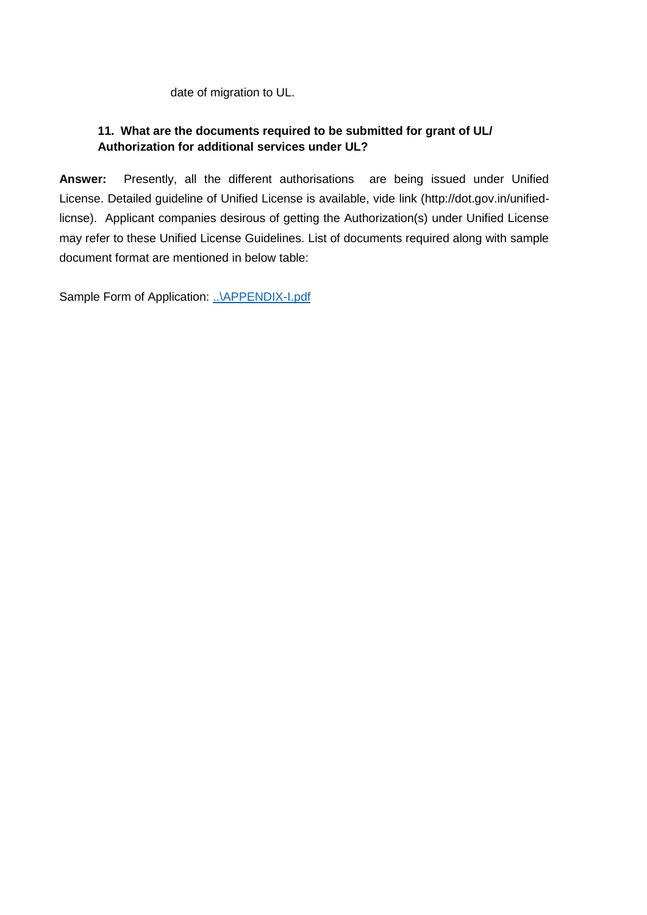date of migration to UL.

**11. What are the documents required to be submitted for grant of UL/ Authorization for additional services under UL?**

**Answer:** Presently, all the different authorisations are being issued under Unified License. Detailed guideline of Unified License is available, vide link (http://dot.gov.in/unified-licnse). Applicant companies desirous of getting the Authorization(s) under Unified License may refer to these Unified License Guidelines. List of documents required along with sample document format are mentioned in below table:

Sample Form of Application: [..\APPENDIX-I.pdf](..\APPENDIX-I.pdf)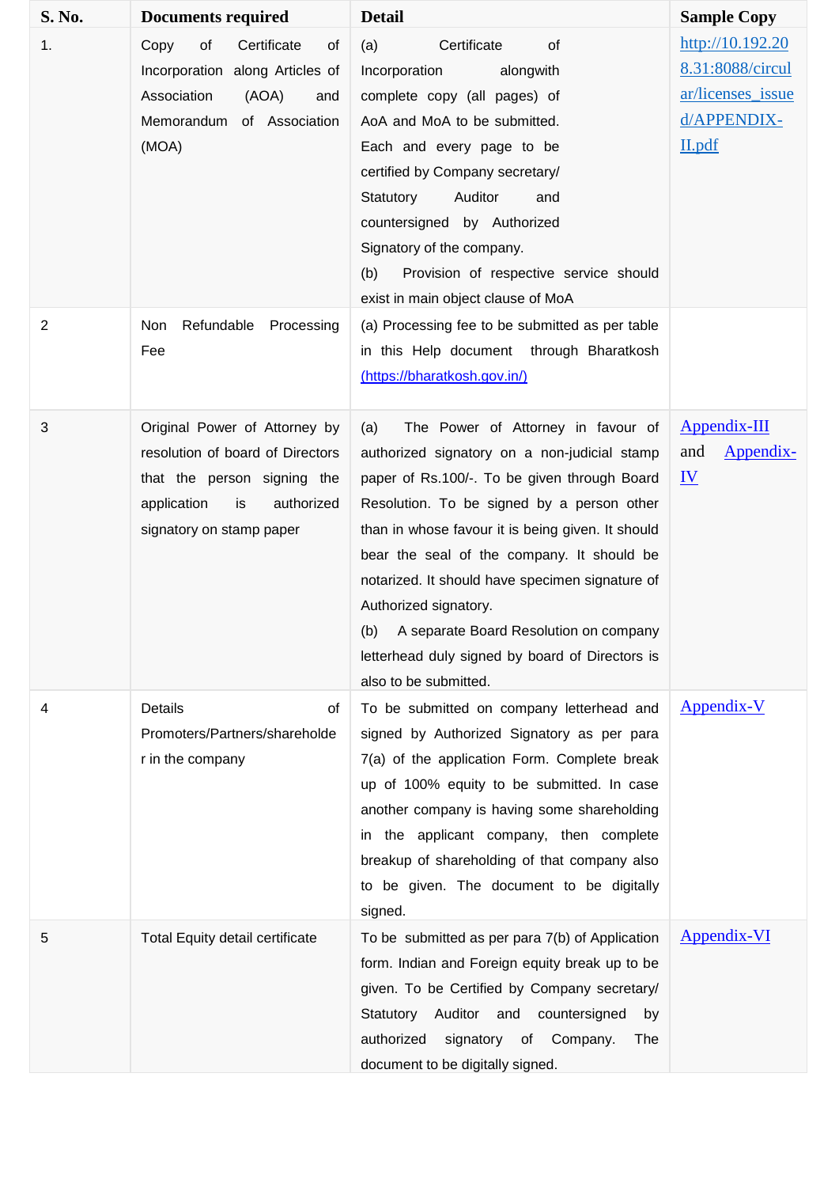| S. No. | Documents required | Detail | Sample Copy |
|---|---|---|---|
| 1. | Copy of Certificate of Incorporation along Articles of Association (AOA) and Memorandum of Association (MOA) | (a) Certificate of Incorporation alongwith complete copy (all pages) of AoA and MoA to be submitted. Each and every page to be certified by Company secretary/ Statutory Auditor and countersigned by Authorized Signatory of the company.<br>(b) Provision of respective service should exist in main object clause of MoA | http://10.192.208.31:8088/circular/licenses_issued/APPENDIX-II.pdf |
| 2 | Non Refundable Processing Fee | (a) Processing fee to be submitted as per table in this Help document through Bharatkosh (https://bharatkosh.gov.in/) | |
| 3 | Original Power of Attorney by resolution of board of Directors that the person signing the application is authorized signatory on stamp paper | (a) The Power of Attorney in favour of authorized signatory on a non-judicial stamp paper of Rs.100/-. To be given through Board Resolution. To be signed by a person other than in whose favour it is being given. It should bear the seal of the company. It should be notarized. It should have specimen signature of Authorized signatory.<br>(b) A separate Board Resolution on company letterhead duly signed by board of Directors is also to be submitted. | Appendix-III and Appendix-IV |
| 4 | Details of Promoters/Partners/shareholder in the company | To be submitted on company letterhead and signed by Authorized Signatory as per para 7(a) of the application Form. Complete break up of 100% equity to be submitted. In case another company is having some shareholding in the applicant company, then complete breakup of shareholding of that company also to be given. The document to be digitally signed. | Appendix-V |
| 5 | Total Equity detail certificate | To be submitted as per para 7(b) of Application form. Indian and Foreign equity break up to be given. To be Certified by Company secretary/ Statutory Auditor and countersigned by authorized signatory of Company. The document to be digitally signed. | Appendix-VI |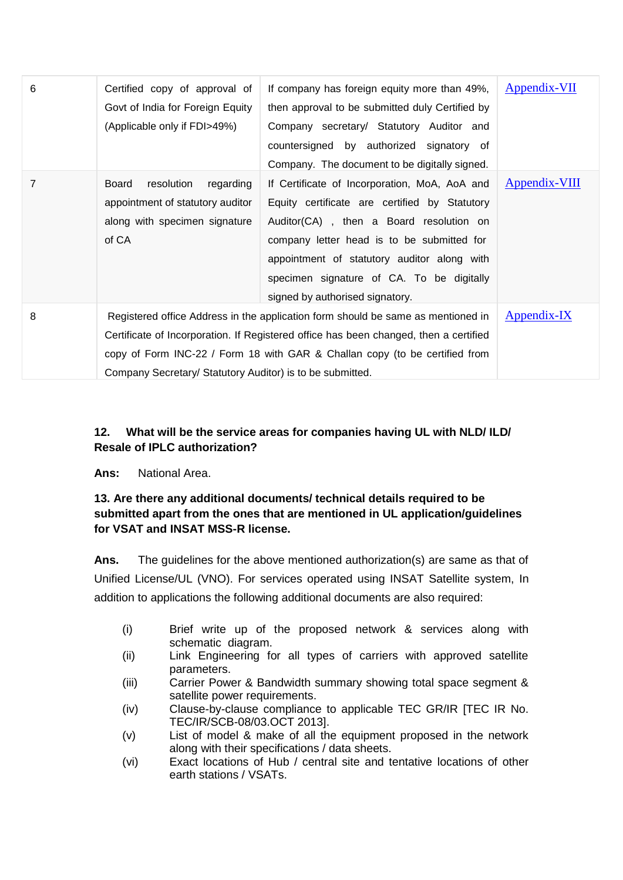| 6 | Certified copy of approval of Govt of India for Foreign Equity (Applicable only if FDI>49%) | If company has foreign equity more than 49%, then approval to be submitted duly Certified by Company secretary/ Statutory Auditor and countersigned by authorized signatory of Company. The document to be digitally signed. | Appendix-VII |
|---|---|---|---|
| 7 | Board resolution regarding appointment of statutory auditor along with specimen signature of CA | If Certificate of Incorporation, MoA, AoA and Equity certificate are certified by Statutory Auditor(CA) , then a Board resolution on company letter head is to be submitted for appointment of statutory auditor along with specimen signature of CA. To be digitally signed by authorised signatory. | Appendix-VIII |
| 8 | Registered office Address in the application form should be same as mentioned in Certificate of Incorporation. If Registered office has been changed, then a certified copy of Form INC-22 / Form 18 with GAR & Challan copy (to be certified from Company Secretary/ Statutory Auditor) is to be submitted. | | Appendix-IX |

**12. What will be the service areas for companies having UL with NLD/ ILD/ Resale of IPLC authorization?**

**Ans:** National Area.

**13. Are there any additional documents/ technical details required to be submitted apart from the ones that are mentioned in UL application/guidelines for VSAT and INSAT MSS-R license.**

**Ans.** The guidelines for the above mentioned authorization(s) are same as that of Unified License/UL (VNO). For services operated using INSAT Satellite system, In addition to applications the following additional documents are also required:

- (i) Brief write up of the proposed network & services along with schematic diagram.
- (ii) Link Engineering for all types of carriers with approved satellite parameters.
- (iii) Carrier Power & Bandwidth summary showing total space segment & satellite power requirements.
- (iv) Clause-by-clause compliance to applicable TEC GR/IR [TEC IR No. TEC/IR/SCB-08/03.OCT 2013].
- (v) List of model & make of all the equipment proposed in the network along with their specifications / data sheets.
- (vi) Exact locations of Hub / central site and tentative locations of other earth stations / VSATs.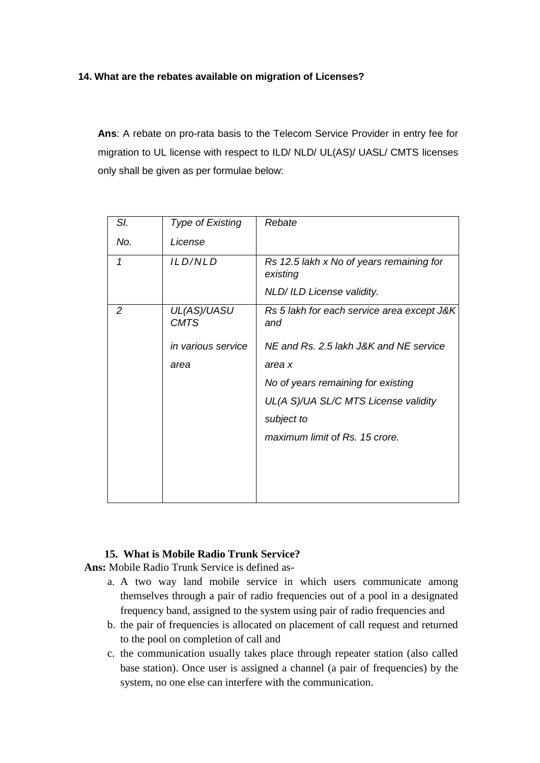**14. What are the rebates available on migration of Licenses?**

**Ans**: A rebate on pro-rata basis to the Telecom Service Provider in entry fee for migration to UL license with respect to ILD/ NLD/ UL(AS)/ UASL/ CMTS licenses only shall be given as per formulae below:

| *Sl. No.* | *Type of Existing License* | *Rebate* |
|---|---|---|
| *1* | *ILD/NLD* | *Rs 12.5 lakh x No of years remaining for existing NLD/ ILD License validity.* |
| *2* | *UL(AS)/UASU CMTS in various service area* | *Rs 5 lakh for each service area except J&K and NE and Rs. 2.5 lakh J&K and NE service area x No of years remaining for existing UL(A S)/UA SL/C MTS License validity subject to maximum limit of Rs. 15 crore.* |

**15. What is Mobile Radio Trunk Service?**

**Ans:** Mobile Radio Trunk Service is defined as-

a. A two way land mobile service in which users communicate among themselves through a pair of radio frequencies out of a pool in a designated frequency band, assigned to the system using pair of radio frequencies and
b. the pair of frequencies is allocated on placement of call request and returned to the pool on completion of call and
c. the communication usually takes place through repeater station (also called base station). Once user is assigned a channel (a pair of frequencies) by the system, no one else can interfere with the communication.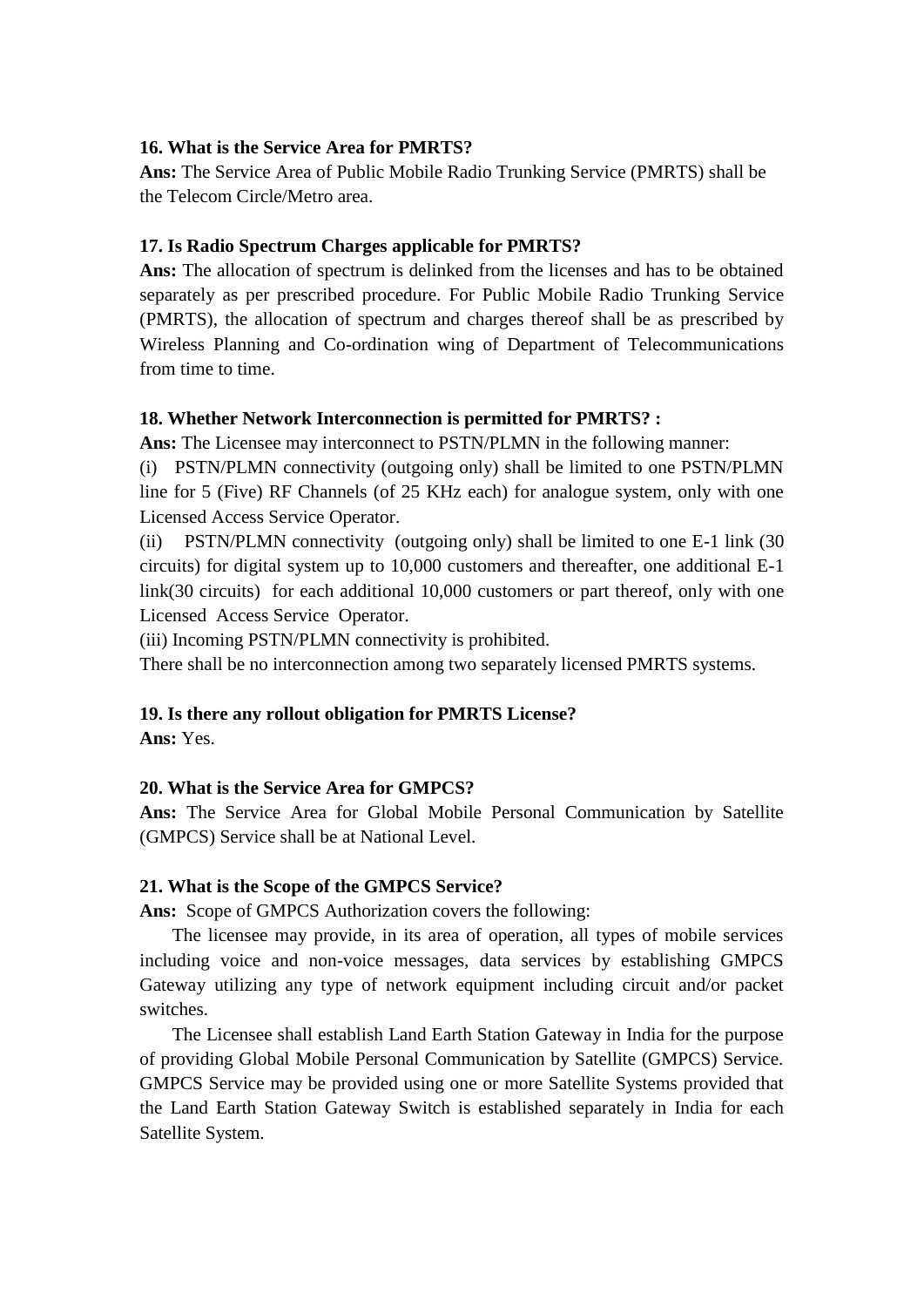**16. What is the Service Area for PMRTS?**

**Ans:** The Service Area of Public Mobile Radio Trunking Service (PMRTS) shall be the Telecom Circle/Metro area.

**17. Is Radio Spectrum Charges applicable for PMRTS?**

**Ans:** The allocation of spectrum is delinked from the licenses and has to be obtained separately as per prescribed procedure. For Public Mobile Radio Trunking Service (PMRTS), the allocation of spectrum and charges thereof shall be as prescribed by Wireless Planning and Co-ordination wing of Department of Telecommunications from time to time.

**18. Whether Network Interconnection is permitted for PMRTS? :**

**Ans:** The Licensee may interconnect to PSTN/PLMN in the following manner:

(i) PSTN/PLMN connectivity (outgoing only) shall be limited to one PSTN/PLMN line for 5 (Five) RF Channels (of 25 KHz each) for analogue system, only with one Licensed Access Service Operator.

(ii) PSTN/PLMN connectivity (outgoing only) shall be limited to one E-1 link (30 circuits) for digital system up to 10,000 customers and thereafter, one additional E-1 link(30 circuits) for each additional 10,000 customers or part thereof, only with one Licensed Access Service Operator.

(iii) Incoming PSTN/PLMN connectivity is prohibited.

There shall be no interconnection among two separately licensed PMRTS systems.

**19. Is there any rollout obligation for PMRTS License?**

**Ans:** Yes.

**20. What is the Service Area for GMPCS?**

**Ans:** The Service Area for Global Mobile Personal Communication by Satellite (GMPCS) Service shall be at National Level.

**21. What is the Scope of the GMPCS Service?**

**Ans:** Scope of GMPCS Authorization covers the following:

The licensee may provide, in its area of operation, all types of mobile services including voice and non-voice messages, data services by establishing GMPCS Gateway utilizing any type of network equipment including circuit and/or packet switches.

The Licensee shall establish Land Earth Station Gateway in India for the purpose of providing Global Mobile Personal Communication by Satellite (GMPCS) Service. GMPCS Service may be provided using one or more Satellite Systems provided that the Land Earth Station Gateway Switch is established separately in India for each Satellite System.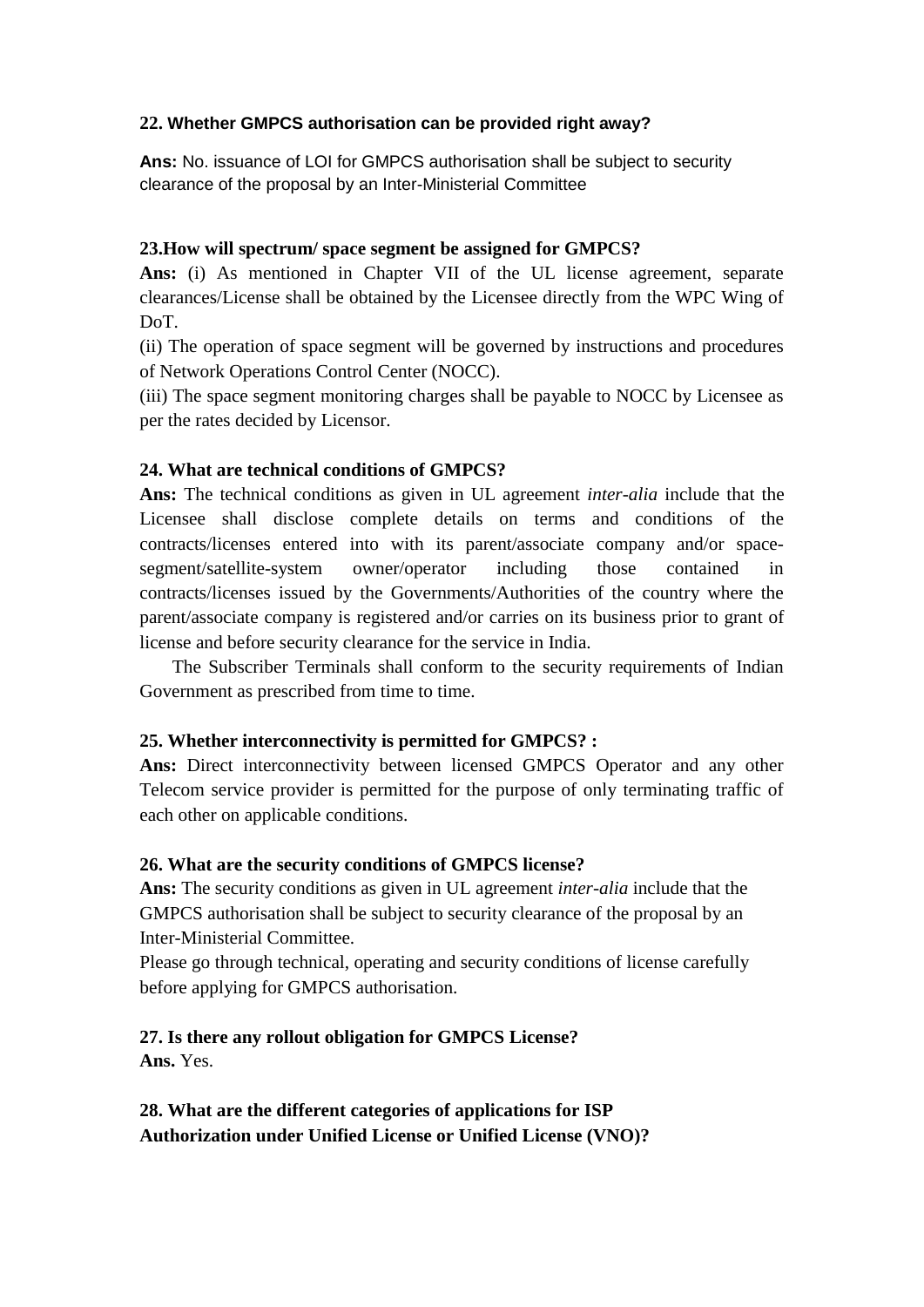**22. Whether GMPCS authorisation can be provided right away?**

**Ans:** No. issuance of LOI for GMPCS authorisation shall be subject to security clearance of the proposal by an Inter-Ministerial Committee

**23.How will spectrum/ space segment be assigned for GMPCS?**

**Ans:** (i) As mentioned in Chapter VII of the UL license agreement, separate clearances/License shall be obtained by the Licensee directly from the WPC Wing of DoT.

(ii) The operation of space segment will be governed by instructions and procedures of Network Operations Control Center (NOCC).

(iii) The space segment monitoring charges shall be payable to NOCC by Licensee as per the rates decided by Licensor.

**24. What are technical conditions of GMPCS?**

**Ans:** The technical conditions as given in UL agreement *inter-alia* include that the Licensee shall disclose complete details on terms and conditions of the contracts/licenses entered into with its parent/associate company and/or space-segment/satellite-system owner/operator including those contained in contracts/licenses issued by the Governments/Authorities of the country where the parent/associate company is registered and/or carries on its business prior to grant of license and before security clearance for the service in India.

The Subscriber Terminals shall conform to the security requirements of Indian Government as prescribed from time to time.

**25. Whether interconnectivity is permitted for GMPCS? :**

**Ans:** Direct interconnectivity between licensed GMPCS Operator and any other Telecom service provider is permitted for the purpose of only terminating traffic of each other on applicable conditions.

**26. What are the security conditions of GMPCS license?**

**Ans:** The security conditions as given in UL agreement *inter-alia* include that the GMPCS authorisation shall be subject to security clearance of the proposal by an Inter-Ministerial Committee.

Please go through technical, operating and security conditions of license carefully before applying for GMPCS authorisation.

**27. Is there any rollout obligation for GMPCS License?**

**Ans.** Yes.

**28. What are the different categories of applications for ISP Authorization under Unified License or Unified License (VNO)?**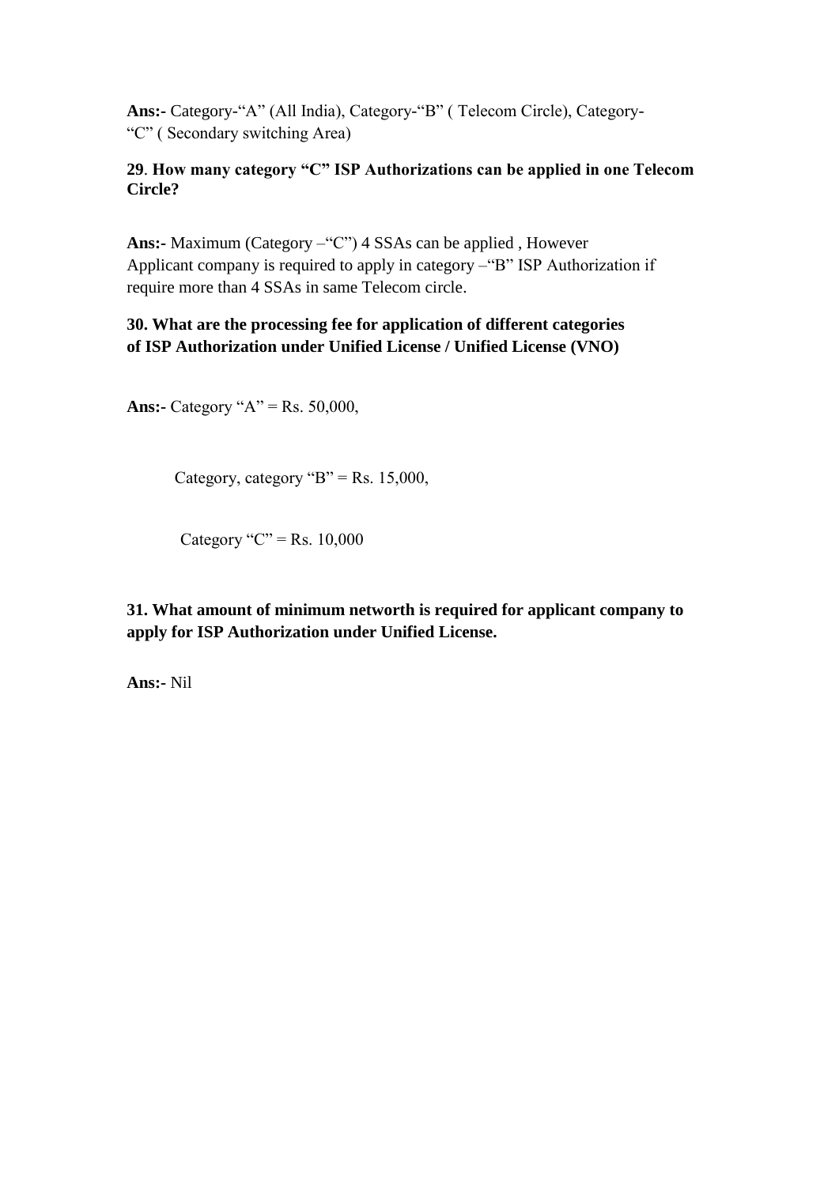**Ans:-** Category-"A" (All India), Category-"B" ( Telecom Circle), Category-"C" ( Secondary switching Area)

**29**. **How many category "C" ISP Authorizations can be applied in one Telecom Circle?**

**Ans:-** Maximum (Category –"C") 4 SSAs can be applied , However Applicant company is required to apply in category –"B" ISP Authorization if require more than 4 SSAs in same Telecom circle.

**30. What are the processing fee for application of different categories of ISP Authorization under Unified License / Unified License (VNO)**

**Ans:-** Category "A" = Rs. 50,000,

Category, category "B" = Rs. 15,000,

Category "C" = Rs. 10,000

**31. What amount of minimum networth is required for applicant company to apply for ISP Authorization under Unified License.**

**Ans:-** Nil